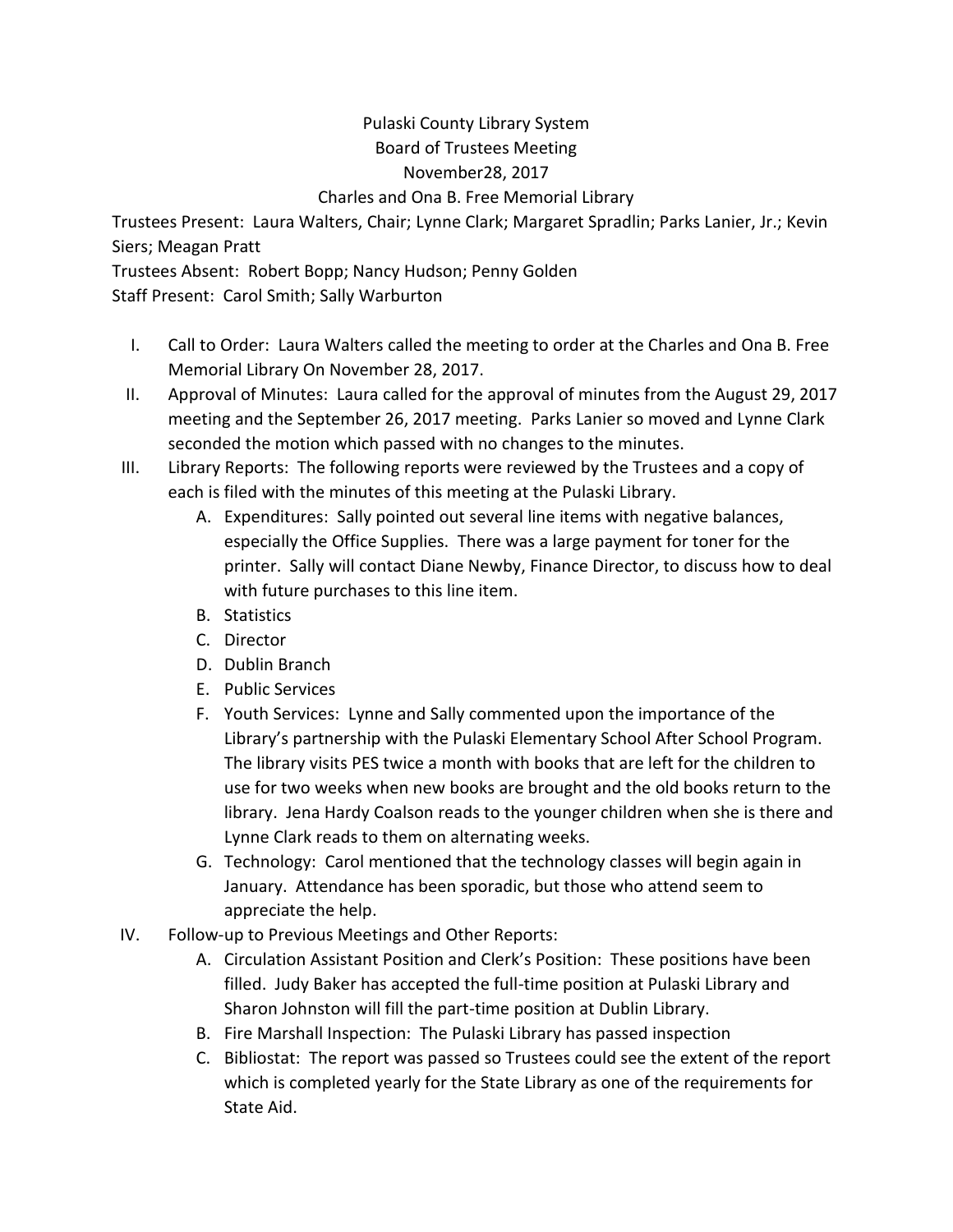# Pulaski County Library System
## Board of Trustees Meeting
## November28, 2017
## Charles and Ona B. Free Memorial Library

Trustees Present: Laura Walters, Chair; Lynne Clark; Margaret Spradlin; Parks Lanier, Jr.; Kevin Siers; Meagan Pratt

Trustees Absent: Robert Bopp; Nancy Hudson; Penny Golden

Staff Present: Carol Smith; Sally Warburton

I. Call to Order: Laura Walters called the meeting to order at the Charles and Ona B. Free Memorial Library On November 28, 2017.

II. Approval of Minutes: Laura called for the approval of minutes from the August 29, 2017 meeting and the September 26, 2017 meeting. Parks Lanier so moved and Lynne Clark seconded the motion which passed with no changes to the minutes.

III. Library Reports: The following reports were reviewed by the Trustees and a copy of each is filed with the minutes of this meeting at the Pulaski Library.

   A. Expenditures: Sally pointed out several line items with negative balances, especially the Office Supplies. There was a large payment for toner for the printer. Sally will contact Diane Newby, Finance Director, to discuss how to deal with future purchases to this line item.

   B. Statistics

   C. Director

   D. Dublin Branch

   E. Public Services

   F. Youth Services: Lynne and Sally commented upon the importance of the Library's partnership with the Pulaski Elementary School After School Program. The library visits PES twice a month with books that are left for the children to use for two weeks when new books are brought and the old books return to the library. Jena Hardy Coalson reads to the younger children when she is there and Lynne Clark reads to them on alternating weeks.

   G. Technology: Carol mentioned that the technology classes will begin again in January. Attendance has been sporadic, but those who attend seem to appreciate the help.

IV. Follow-up to Previous Meetings and Other Reports:

   A. Circulation Assistant Position and Clerk's Position: These positions have been filled. Judy Baker has accepted the full-time position at Pulaski Library and Sharon Johnston will fill the part-time position at Dublin Library.

   B. Fire Marshall Inspection: The Pulaski Library has passed inspection

   C. Bibliostat: The report was passed so Trustees could see the extent of the report which is completed yearly for the State Library as one of the requirements for State Aid.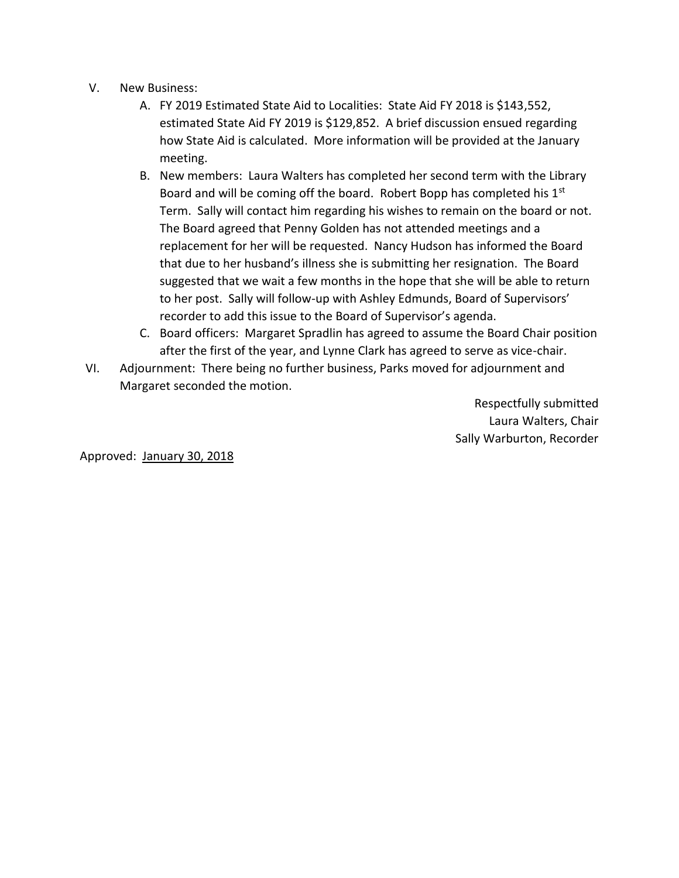V. New Business:

   A. FY 2019 Estimated State Aid to Localities: State Aid FY 2018 is $143,552, estimated State Aid FY 2019 is $129,852. A brief discussion ensued regarding how State Aid is calculated. More information will be provided at the January meeting.

   B. New members: Laura Walters has completed her second term with the Library Board and will be coming off the board. Robert Bopp has completed his 1st Term. Sally will contact him regarding his wishes to remain on the board or not. The Board agreed that Penny Golden has not attended meetings and a replacement for her will be requested. Nancy Hudson has informed the Board that due to her husband's illness she is submitting her resignation. The Board suggested that we wait a few months in the hope that she will be able to return to her post. Sally will follow-up with Ashley Edmunds, Board of Supervisors' recorder to add this issue to the Board of Supervisor's agenda.

   C. Board officers: Margaret Spradlin has agreed to assume the Board Chair position after the first of the year, and Lynne Clark has agreed to serve as vice-chair.

VI. Adjournment: There being no further business, Parks moved for adjournment and Margaret seconded the motion.

Respectfully submitted
Laura Walters, Chair
Sally Warburton, Recorder

Approved: <u>January 30, 2018</u>